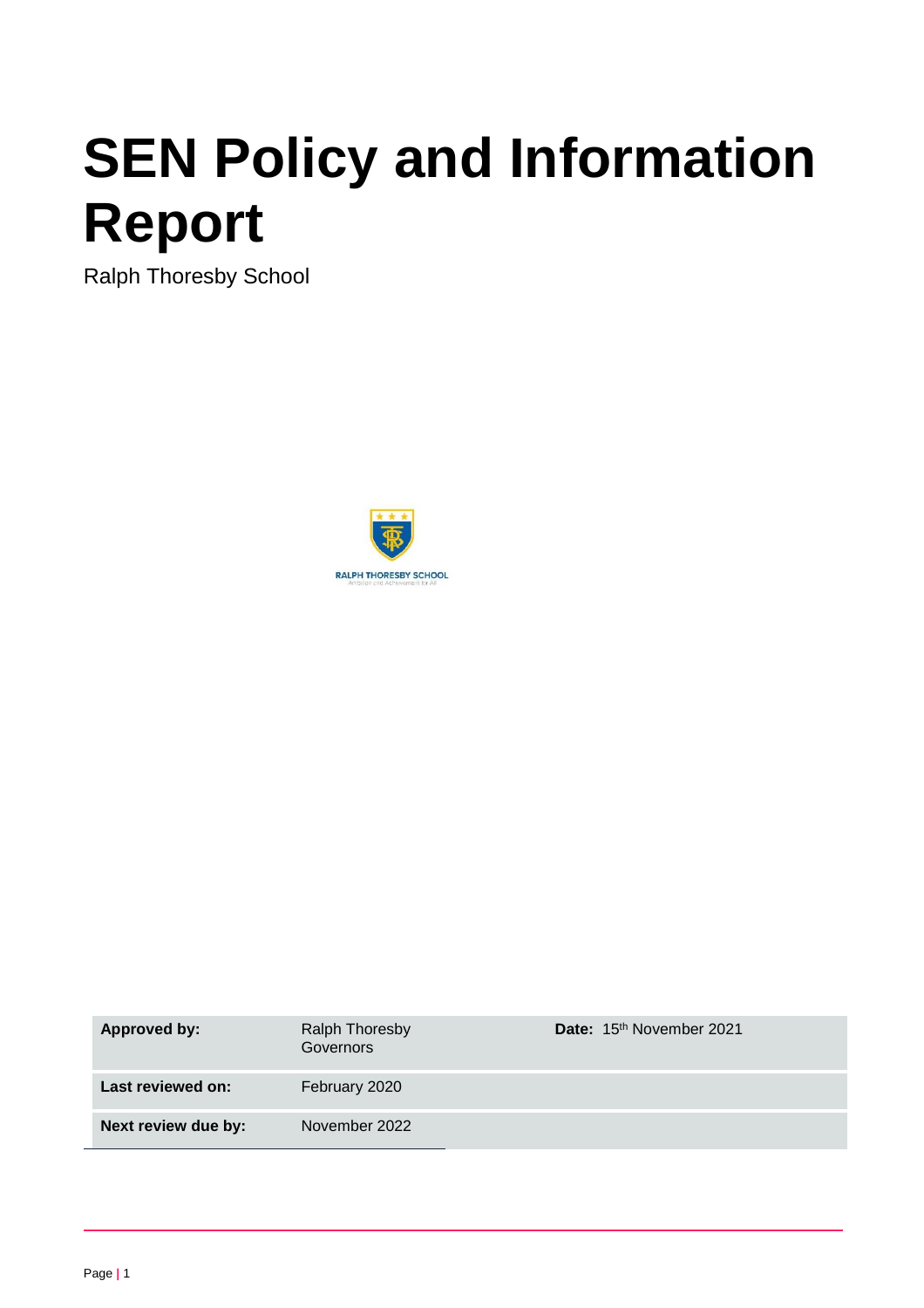# SEN Policy and Information Report

Ralph Thoresby School

| Approved by: | Ralph Thoresby Governors | Date: 15th November 2021 |
| --- | --- | --- |
| Last reviewed on: | February 2020 | |
| Next review due by: | November 2022 | |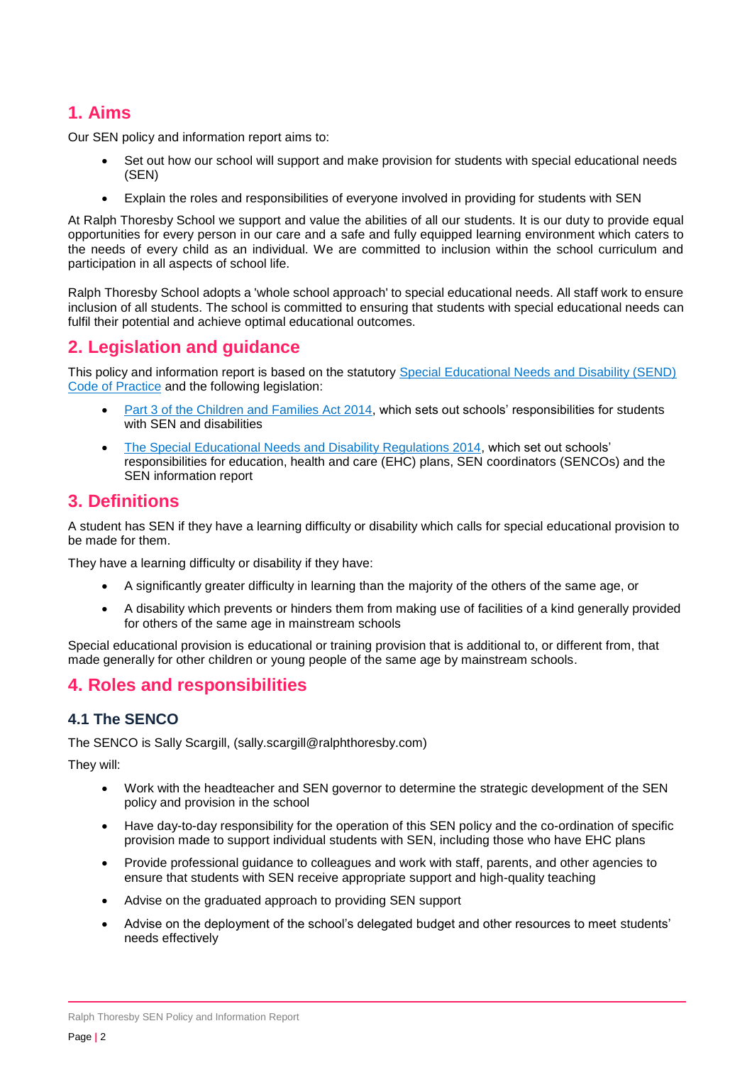## 1. Aims

Our SEN policy and information report aims to:

- Set out how our school will support and make provision for students with special educational needs (SEN)
- Explain the roles and responsibilities of everyone involved in providing for students with SEN

At Ralph Thoresby School we support and value the abilities of all our students. It is our duty to provide equal opportunities for every person in our care and a safe and fully equipped learning environment which caters to the needs of every child as an individual. We are committed to inclusion within the school curriculum and participation in all aspects of school life.

Ralph Thoresby School adopts a 'whole school approach' to special educational needs. All staff work to ensure inclusion of all students. The school is committed to ensuring that students with special educational needs can fulfil their potential and achieve optimal educational outcomes.

## 2. Legislation and guidance

This policy and information report is based on the statutory Special Educational Needs and Disability (SEND) Code of Practice and the following legislation:

- Part 3 of the Children and Families Act 2014, which sets out schools' responsibilities for students with SEN and disabilities
- The Special Educational Needs and Disability Regulations 2014, which set out schools' responsibilities for education, health and care (EHC) plans, SEN coordinators (SENCOs) and the SEN information report

## 3. Definitions

A student has SEN if they have a learning difficulty or disability which calls for special educational provision to be made for them.

They have a learning difficulty or disability if they have:

- A significantly greater difficulty in learning than the majority of the others of the same age, or
- A disability which prevents or hinders them from making use of facilities of a kind generally provided for others of the same age in mainstream schools

Special educational provision is educational or training provision that is additional to, or different from, that made generally for other children or young people of the same age by mainstream schools.

## 4. Roles and responsibilities

### 4.1 The SENCO

The SENCO is Sally Scargill, (sally.scargill@ralphthoresby.com)

They will:

- Work with the headteacher and SEN governor to determine the strategic development of the SEN policy and provision in the school
- Have day-to-day responsibility for the operation of this SEN policy and the co-ordination of specific provision made to support individual students with SEN, including those who have EHC plans
- Provide professional guidance to colleagues and work with staff, parents, and other agencies to ensure that students with SEN receive appropriate support and high-quality teaching
- Advise on the graduated approach to providing SEN support
- Advise on the deployment of the school's delegated budget and other resources to meet students' needs effectively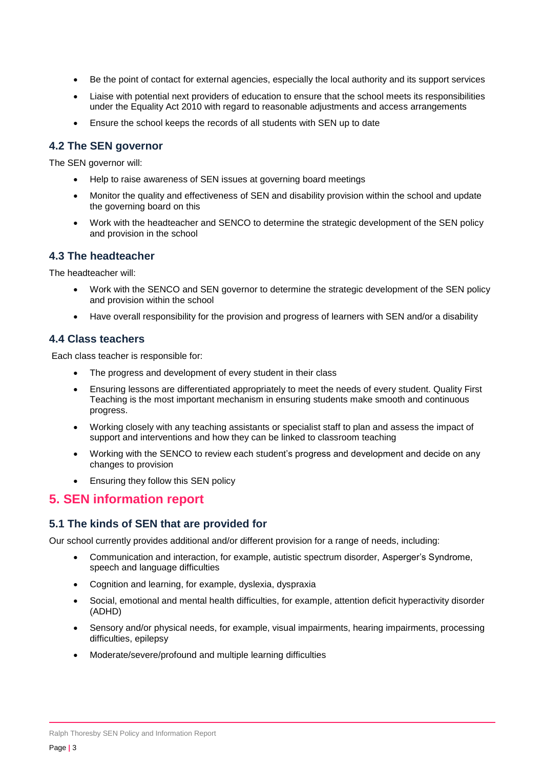- Be the point of contact for external agencies, especially the local authority and its support services
- Liaise with potential next providers of education to ensure that the school meets its responsibilities under the Equality Act 2010 with regard to reasonable adjustments and access arrangements
- Ensure the school keeps the records of all students with SEN up to date

### 4.2 The SEN governor

The SEN governor will:

- Help to raise awareness of SEN issues at governing board meetings
- Monitor the quality and effectiveness of SEN and disability provision within the school and update the governing board on this
- Work with the headteacher and SENCO to determine the strategic development of the SEN policy and provision in the school

### 4.3 The headteacher

The headteacher will:

- Work with the SENCO and SEN governor to determine the strategic development of the SEN policy and provision within the school
- Have overall responsibility for the provision and progress of learners with SEN and/or a disability

### 4.4 Class teachers

Each class teacher is responsible for:

- The progress and development of every student in their class
- Ensuring lessons are differentiated appropriately to meet the needs of every student. Quality First Teaching is the most important mechanism in ensuring students make smooth and continuous progress.
- Working closely with any teaching assistants or specialist staff to plan and assess the impact of support and interventions and how they can be linked to classroom teaching
- Working with the SENCO to review each student's progress and development and decide on any changes to provision
- Ensuring they follow this SEN policy

## 5. SEN information report

### 5.1 The kinds of SEN that are provided for

Our school currently provides additional and/or different provision for a range of needs, including:

- Communication and interaction, for example, autistic spectrum disorder, Asperger's Syndrome, speech and language difficulties
- Cognition and learning, for example, dyslexia, dyspraxia
- Social, emotional and mental health difficulties, for example, attention deficit hyperactivity disorder (ADHD)
- Sensory and/or physical needs, for example, visual impairments, hearing impairments, processing difficulties, epilepsy
- Moderate/severe/profound and multiple learning difficulties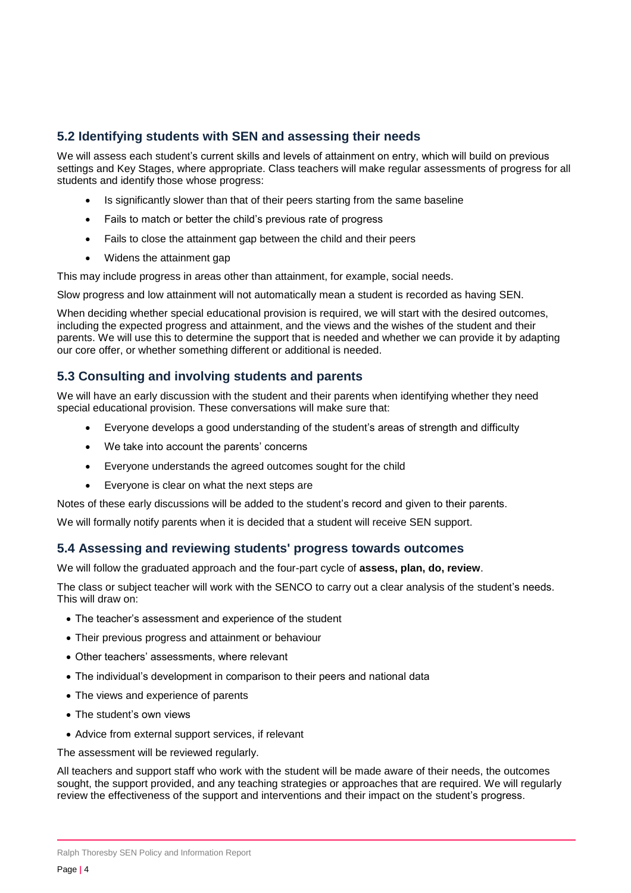### 5.2 Identifying students with SEN and assessing their needs

We will assess each student's current skills and levels of attainment on entry, which will build on previous settings and Key Stages, where appropriate. Class teachers will make regular assessments of progress for all students and identify those whose progress:

- Is significantly slower than that of their peers starting from the same baseline
- Fails to match or better the child's previous rate of progress
- Fails to close the attainment gap between the child and their peers
- Widens the attainment gap

This may include progress in areas other than attainment, for example, social needs.

Slow progress and low attainment will not automatically mean a student is recorded as having SEN.

When deciding whether special educational provision is required, we will start with the desired outcomes, including the expected progress and attainment, and the views and the wishes of the student and their parents. We will use this to determine the support that is needed and whether we can provide it by adapting our core offer, or whether something different or additional is needed.

### 5.3 Consulting and involving students and parents

We will have an early discussion with the student and their parents when identifying whether they need special educational provision. These conversations will make sure that:

- Everyone develops a good understanding of the student's areas of strength and difficulty
- We take into account the parents' concerns
- Everyone understands the agreed outcomes sought for the child
- Everyone is clear on what the next steps are

Notes of these early discussions will be added to the student's record and given to their parents.

We will formally notify parents when it is decided that a student will receive SEN support.

### 5.4 Assessing and reviewing students' progress towards outcomes

We will follow the graduated approach and the four-part cycle of **assess, plan, do, review**.

The class or subject teacher will work with the SENCO to carry out a clear analysis of the student's needs. This will draw on:

- The teacher's assessment and experience of the student
- Their previous progress and attainment or behaviour
- Other teachers' assessments, where relevant
- The individual's development in comparison to their peers and national data
- The views and experience of parents
- The student's own views
- Advice from external support services, if relevant

The assessment will be reviewed regularly.

All teachers and support staff who work with the student will be made aware of their needs, the outcomes sought, the support provided, and any teaching strategies or approaches that are required. We will regularly review the effectiveness of the support and interventions and their impact on the student's progress.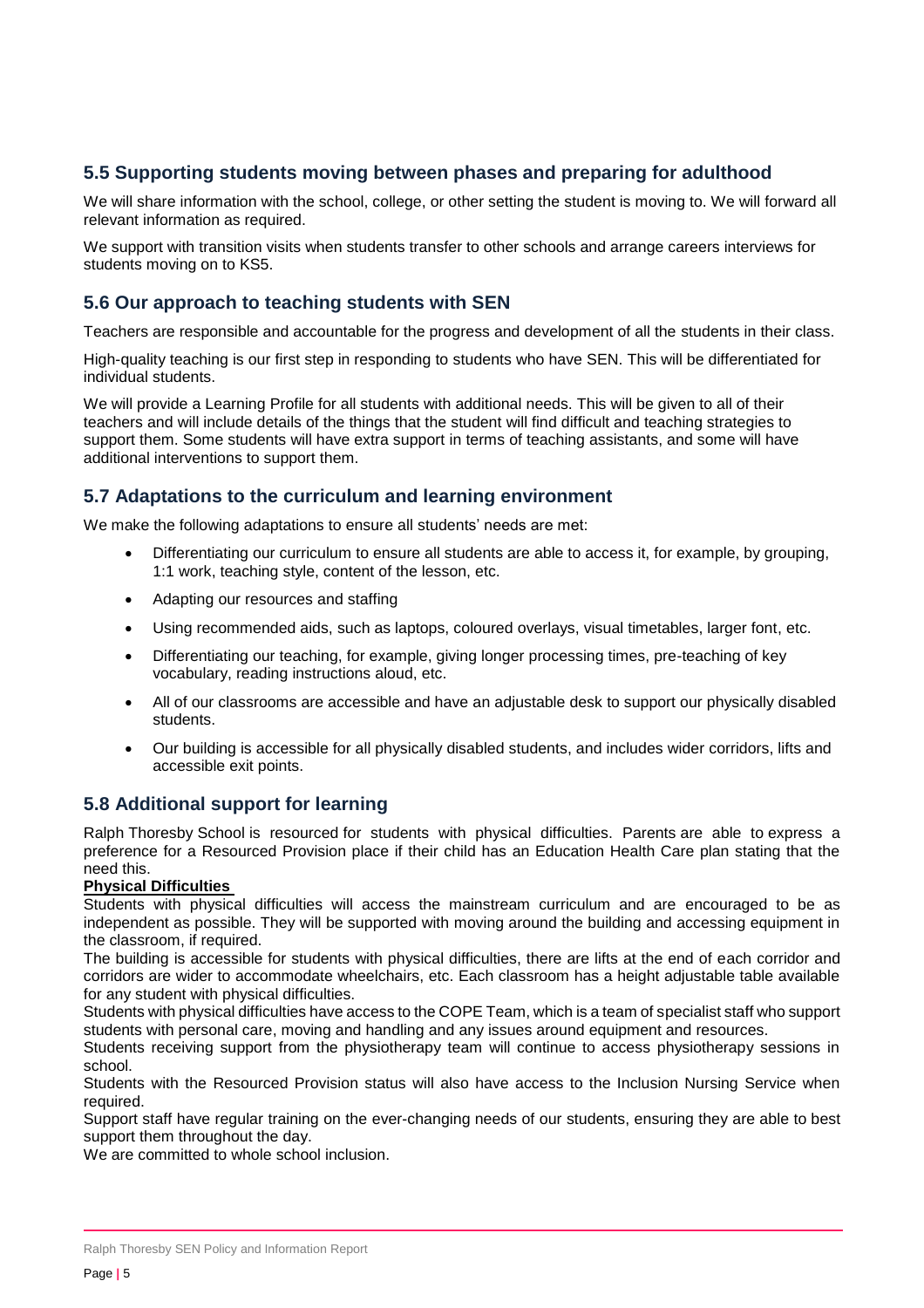## 5.5 Supporting students moving between phases and preparing for adulthood

We will share information with the school, college, or other setting the student is moving to. We will forward all relevant information as required.

We support with transition visits when students transfer to other schools and arrange careers interviews for students moving on to KS5.

## 5.6 Our approach to teaching students with SEN

Teachers are responsible and accountable for the progress and development of all the students in their class.

High-quality teaching is our first step in responding to students who have SEN. This will be differentiated for individual students.

We will provide a Learning Profile for all students with additional needs. This will be given to all of their teachers and will include details of the things that the student will find difficult and teaching strategies to support them. Some students will have extra support in terms of teaching assistants, and some will have additional interventions to support them.

## 5.7 Adaptations to the curriculum and learning environment

We make the following adaptations to ensure all students' needs are met:

- Differentiating our curriculum to ensure all students are able to access it, for example, by grouping, 1:1 work, teaching style, content of the lesson, etc.
- Adapting our resources and staffing
- Using recommended aids, such as laptops, coloured overlays, visual timetables, larger font, etc.
- Differentiating our teaching, for example, giving longer processing times, pre-teaching of key vocabulary, reading instructions aloud, etc.
- All of our classrooms are accessible and have an adjustable desk to support our physically disabled students.
- Our building is accessible for all physically disabled students, and includes wider corridors, lifts and accessible exit points.

## 5.8 Additional support for learning

Ralph Thoresby School is resourced for students with physical difficulties. Parents are able to express a preference for a Resourced Provision place if their child has an Education Health Care plan stating that the need this.

**Physical Difficulties**

Students with physical difficulties will access the mainstream curriculum and are encouraged to be as independent as possible. They will be supported with moving around the building and accessing equipment in the classroom, if required.

The building is accessible for students with physical difficulties, there are lifts at the end of each corridor and corridors are wider to accommodate wheelchairs, etc. Each classroom has a height adjustable table available for any student with physical difficulties.

Students with physical difficulties have access to the COPE Team, which is a team of specialist staff who support students with personal care, moving and handling and any issues around equipment and resources.

Students receiving support from the physiotherapy team will continue to access physiotherapy sessions in school.

Students with the Resourced Provision status will also have access to the Inclusion Nursing Service when required.

Support staff have regular training on the ever-changing needs of our students, ensuring they are able to best support them throughout the day.

We are committed to whole school inclusion.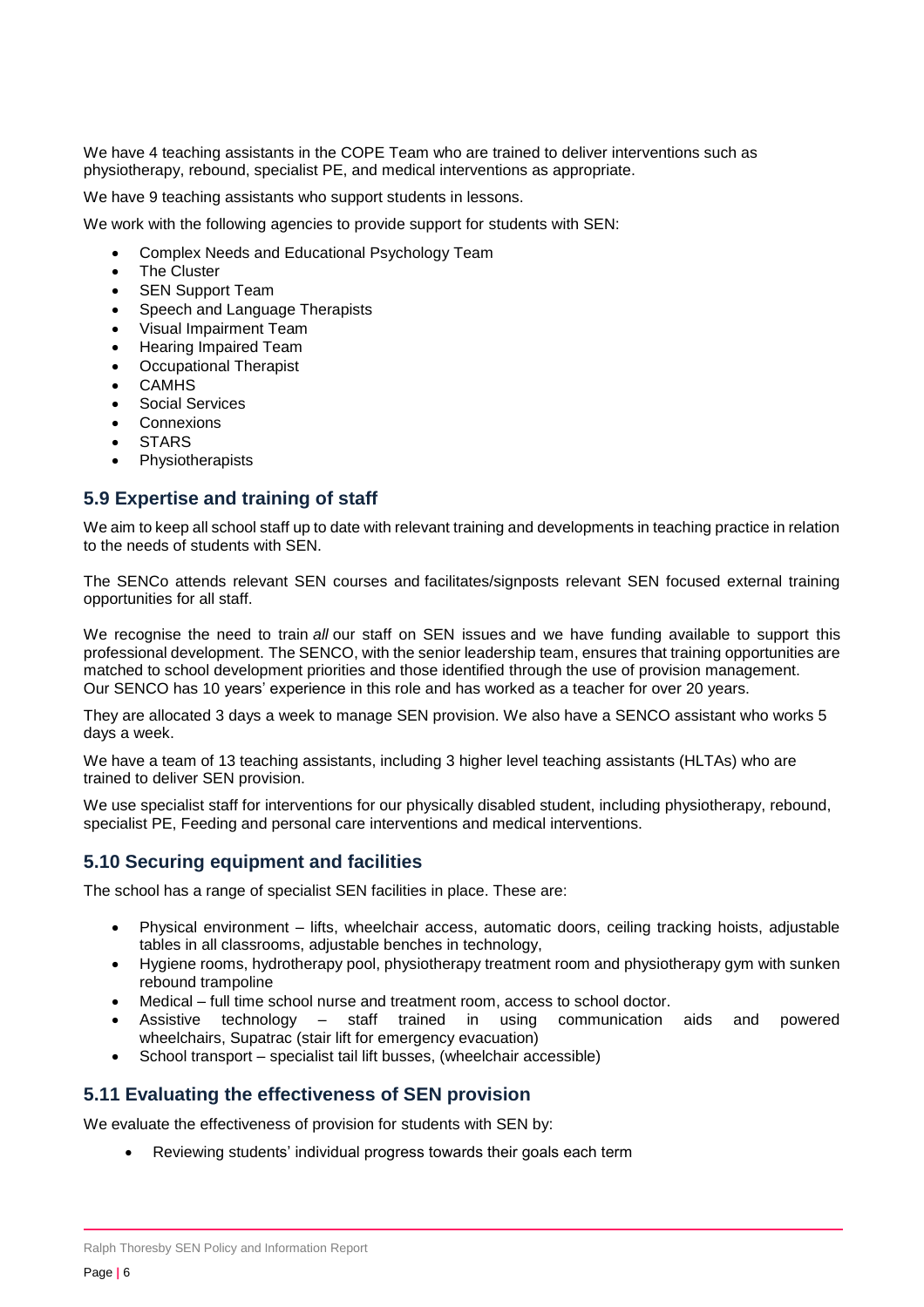We have 4 teaching assistants in the COPE Team who are trained to deliver interventions such as physiotherapy, rebound, specialist PE, and medical interventions as appropriate.

We have 9 teaching assistants who support students in lessons.

We work with the following agencies to provide support for students with SEN:

- Complex Needs and Educational Psychology Team
- The Cluster
- SEN Support Team
- Speech and Language Therapists
- Visual Impairment Team
- Hearing Impaired Team
- Occupational Therapist
- CAMHS
- Social Services
- Connexions
- STARS
- Physiotherapists

## 5.9 Expertise and training of staff

We aim to keep all school staff up to date with relevant training and developments in teaching practice in relation to the needs of students with SEN.

The SENCo attends relevant SEN courses and facilitates/signposts relevant SEN focused external training opportunities for all staff.

We recognise the need to train *all* our staff on SEN issues and we have funding available to support this professional development. The SENCO, with the senior leadership team, ensures that training opportunities are matched to school development priorities and those identified through the use of provision management.
Our SENCO has 10 years' experience in this role and has worked as a teacher for over 20 years.

They are allocated 3 days a week to manage SEN provision. We also have a SENCO assistant who works 5 days a week.

We have a team of 13 teaching assistants, including 3 higher level teaching assistants (HLTAs) who are trained to deliver SEN provision.

We use specialist staff for interventions for our physically disabled student, including physiotherapy, rebound, specialist PE, Feeding and personal care interventions and medical interventions.

## 5.10 Securing equipment and facilities

The school has a range of specialist SEN facilities in place. These are:

- Physical environment – lifts, wheelchair access, automatic doors, ceiling tracking hoists, adjustable tables in all classrooms, adjustable benches in technology,
- Hygiene rooms, hydrotherapy pool, physiotherapy treatment room and physiotherapy gym with sunken rebound trampoline
- Medical – full time school nurse and treatment room, access to school doctor.
- Assistive technology – staff trained in using communication aids and powered wheelchairs, Supatrac (stair lift for emergency evacuation)
- School transport – specialist tail lift busses, (wheelchair accessible)

## 5.11 Evaluating the effectiveness of SEN provision

We evaluate the effectiveness of provision for students with SEN by:

- Reviewing students' individual progress towards their goals each term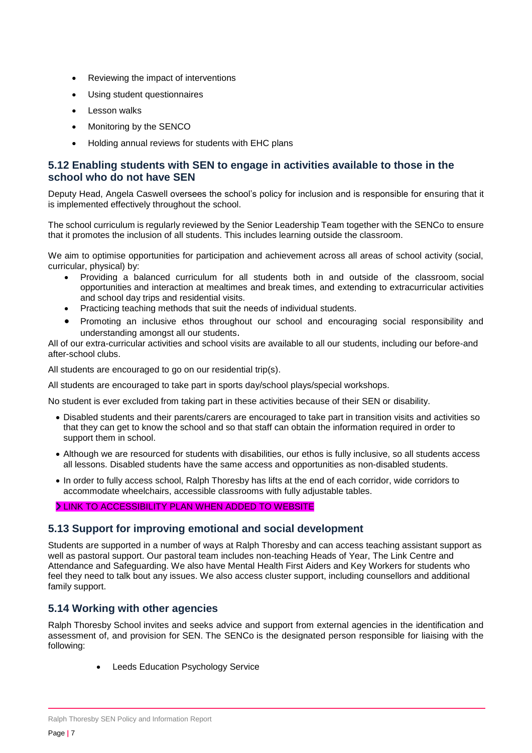- Reviewing the impact of interventions
- Using student questionnaires
- Lesson walks
- Monitoring by the SENCO
- Holding annual reviews for students with EHC plans

## 5.12 Enabling students with SEN to engage in activities available to those in the school who do not have SEN

Deputy Head, Angela Caswell oversees the school's policy for inclusion and is responsible for ensuring that it is implemented effectively throughout the school.

The school curriculum is regularly reviewed by the Senior Leadership Team together with the SENCo to ensure that it promotes the inclusion of all students. This includes learning outside the classroom.

We aim to optimise opportunities for participation and achievement across all areas of school activity (social, curricular, physical) by:

- Providing a balanced curriculum for all students both in and outside of the classroom, social opportunities and interaction at mealtimes and break times, and extending to extracurricular activities and school day trips and residential visits.
- Practicing teaching methods that suit the needs of individual students.
- Promoting an inclusive ethos throughout our school and encouraging social responsibility and understanding amongst all our students.

All of our extra-curricular activities and school visits are available to all our students, including our before-and after-school clubs.

All students are encouraged to go on our residential trip(s).

All students are encouraged to take part in sports day/school plays/special workshops.

No student is ever excluded from taking part in these activities because of their SEN or disability.

- Disabled students and their parents/carers are encouraged to take part in transition visits and activities so that they can get to know the school and so that staff can obtain the information required in order to support them in school.
- Although we are resourced for students with disabilities, our ethos is fully inclusive, so all students access all lessons. Disabled students have the same access and opportunities as non-disabled students.
- In order to fully access school, Ralph Thoresby has lifts at the end of each corridor, wide corridors to accommodate wheelchairs, accessible classrooms with fully adjustable tables.

> LINK TO ACCESSIBILITY PLAN WHEN ADDED TO WEBSITE

## 5.13 Support for improving emotional and social development

Students are supported in a number of ways at Ralph Thoresby and can access teaching assistant support as well as pastoral support. Our pastoral team includes non-teaching Heads of Year, The Link Centre and Attendance and Safeguarding. We also have Mental Health First Aiders and Key Workers for students who feel they need to talk bout any issues. We also access cluster support, including counsellors and additional family support.

## 5.14 Working with other agencies

Ralph Thoresby School invites and seeks advice and support from external agencies in the identification and assessment of, and provision for SEN. The SENCo is the designated person responsible for liaising with the following:

- Leeds Education Psychology Service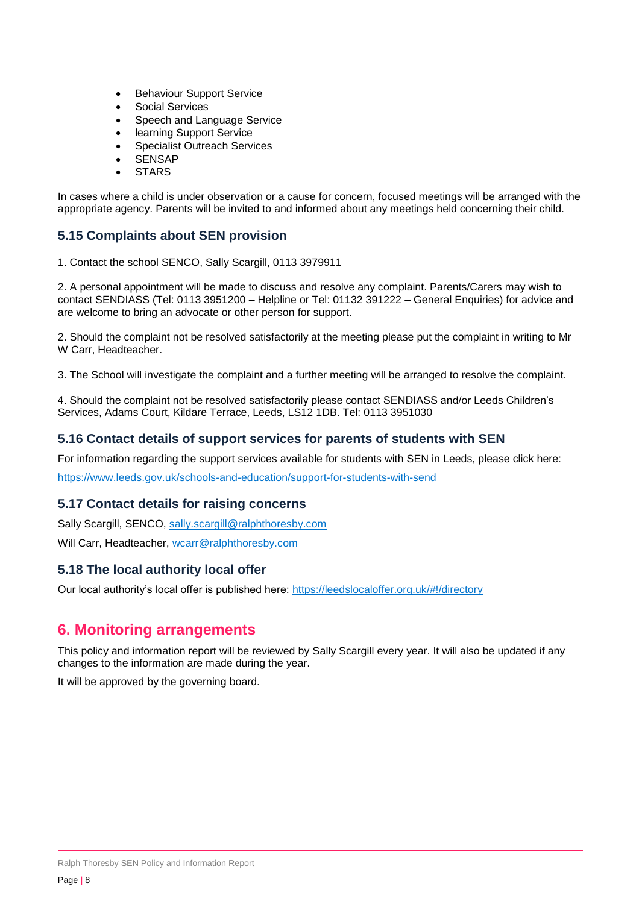- Behaviour Support Service
- Social Services
- Speech and Language Service
- learning Support Service
- Specialist Outreach Services
- SENSAP
- STARS

In cases where a child is under observation or a cause for concern, focused meetings will be arranged with the appropriate agency. Parents will be invited to and informed about any meetings held concerning their child.

### 5.15 Complaints about SEN provision

1. Contact the school SENCO, Sally Scargill, 0113 3979911

2. A personal appointment will be made to discuss and resolve any complaint. Parents/Carers may wish to contact SENDIASS (Tel: 0113 3951200 – Helpline or Tel: 01132 391222 – General Enquiries) for advice and are welcome to bring an advocate or other person for support.

2. Should the complaint not be resolved satisfactorily at the meeting please put the complaint in writing to Mr W Carr, Headteacher.

3. The School will investigate the complaint and a further meeting will be arranged to resolve the complaint.

4. Should the complaint not be resolved satisfactorily please contact SENDIASS and/or Leeds Children's Services, Adams Court, Kildare Terrace, Leeds, LS12 1DB. Tel: 0113 3951030

### 5.16 Contact details of support services for parents of students with SEN

For information regarding the support services available for students with SEN in Leeds, please click here:

https://www.leeds.gov.uk/schools-and-education/support-for-students-with-send

### 5.17 Contact details for raising concerns

Sally Scargill, SENCO, sally.scargill@ralphthoresby.com

Will Carr, Headteacher, wcarr@ralphthoresby.com

### 5.18 The local authority local offer

Our local authority's local offer is published here: https://leedslocaloffer.org.uk/#!/directory

## 6. Monitoring arrangements

This policy and information report will be reviewed by Sally Scargill every year. It will also be updated if any changes to the information are made during the year.

It will be approved by the governing board.